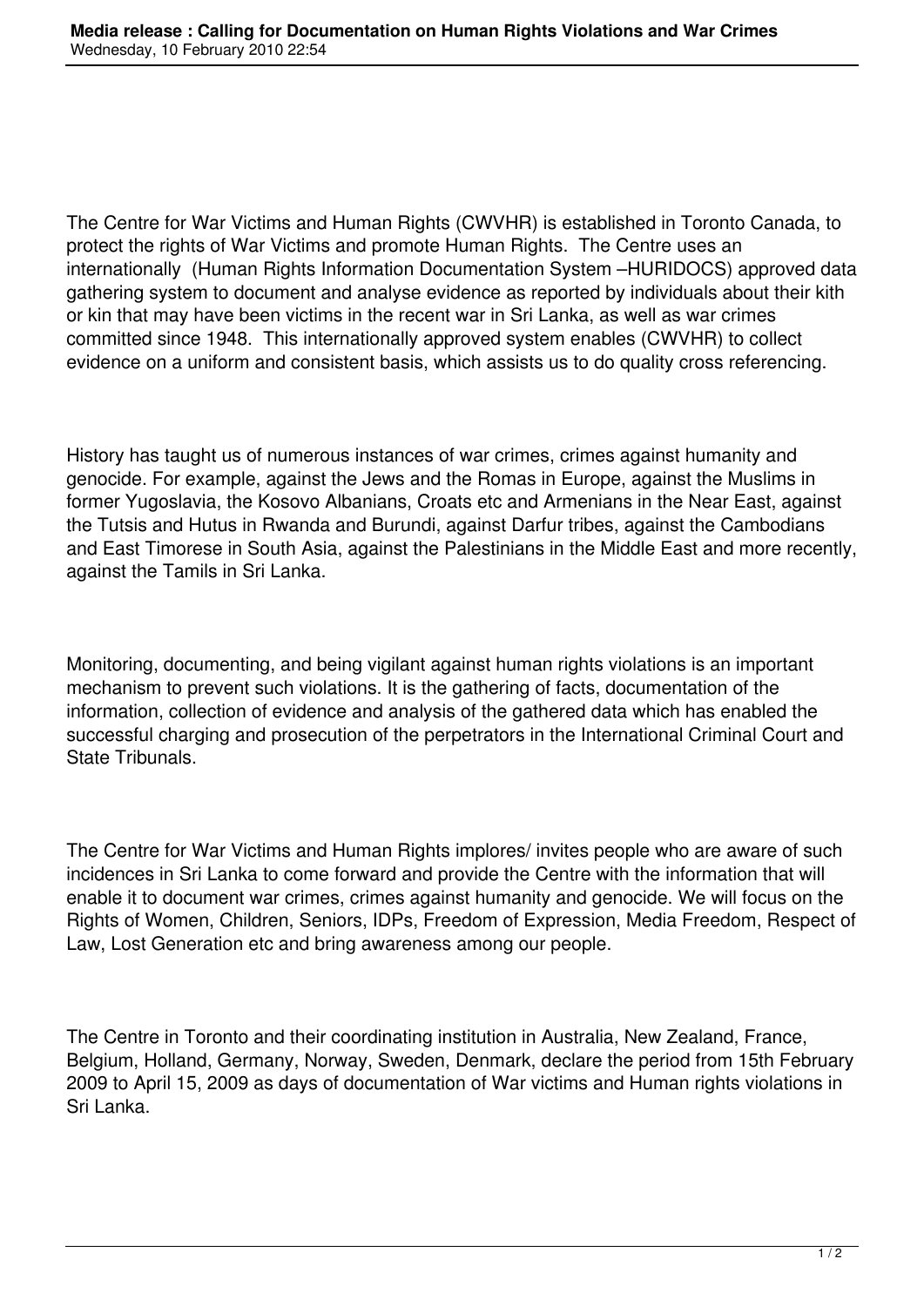The Centre for War Victims and Human Rights (CWVHR) is established in Toronto Canada, to protect the rights of War Victims and promote Human Rights. The Centre uses an internationally (Human Rights Information Documentation System –HURIDOCS) approved data gathering system to document and analyse evidence as reported by individuals about their kith or kin that may have been victims in the recent war in Sri Lanka, as well as war crimes committed since 1948. This internationally approved system enables (CWVHR) to collect evidence on a uniform and consistent basis, which assists us to do quality cross referencing.

History has taught us of numerous instances of war crimes, crimes against humanity and genocide. For example, against the Jews and the Romas in Europe, against the Muslims in former Yugoslavia, the Kosovo Albanians, Croats etc and Armenians in the Near East, against the Tutsis and Hutus in Rwanda and Burundi, against Darfur tribes, against the Cambodians and East Timorese in South Asia, against the Palestinians in the Middle East and more recently, against the Tamils in Sri Lanka.

Monitoring, documenting, and being vigilant against human rights violations is an important mechanism to prevent such violations. It is the gathering of facts, documentation of the information, collection of evidence and analysis of the gathered data which has enabled the successful charging and prosecution of the perpetrators in the International Criminal Court and State Tribunals.

The Centre for War Victims and Human Rights implores/ invites people who are aware of such incidences in Sri Lanka to come forward and provide the Centre with the information that will enable it to document war crimes, crimes against humanity and genocide. We will focus on the Rights of Women, Children, Seniors, IDPs, Freedom of Expression, Media Freedom, Respect of Law, Lost Generation etc and bring awareness among our people.

The Centre in Toronto and their coordinating institution in Australia, New Zealand, France, Belgium, Holland, Germany, Norway, Sweden, Denmark, declare the period from 15th February 2009 to April 15, 2009 as days of documentation of War victims and Human rights violations in Sri Lanka.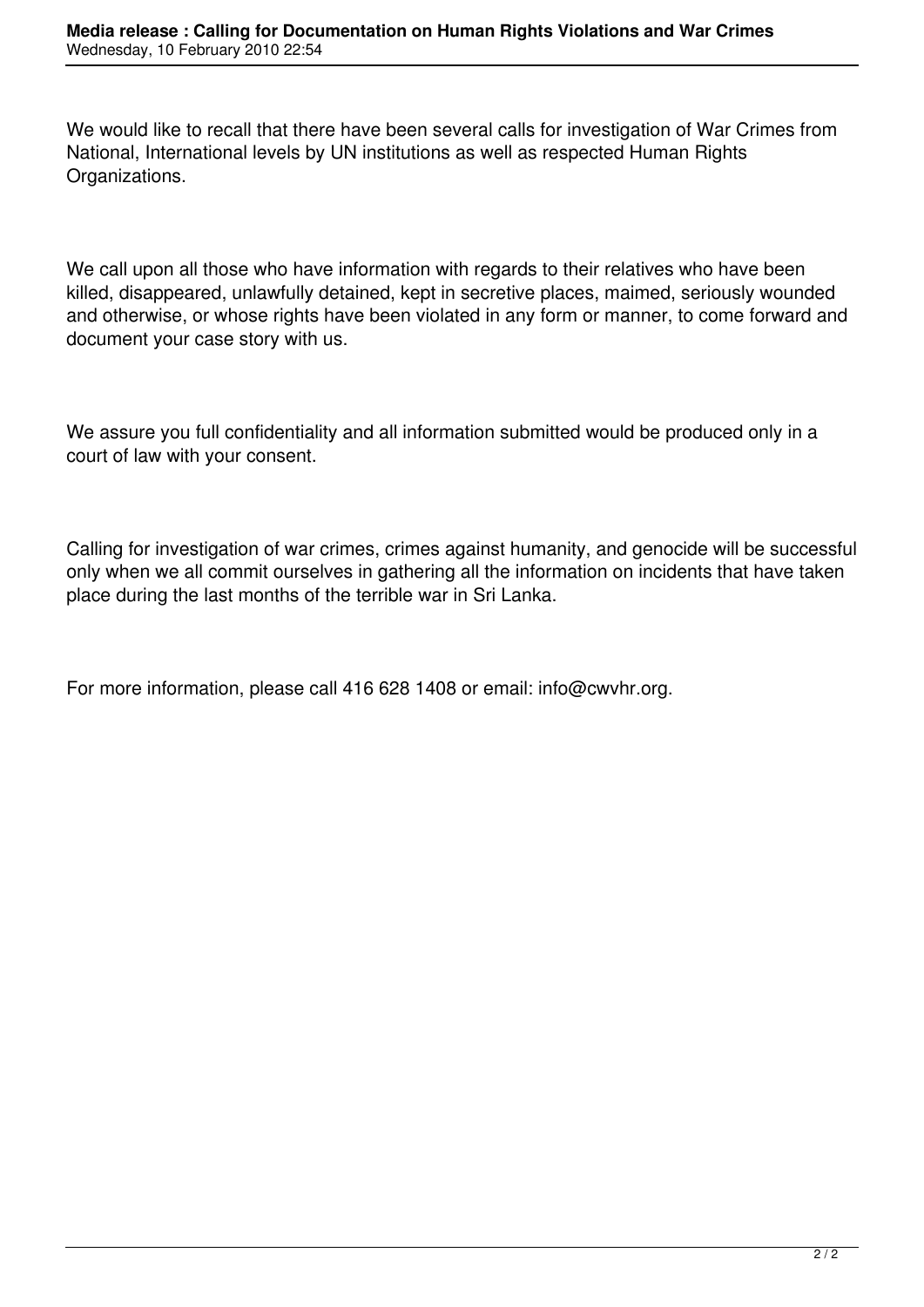We would like to recall that there have been several calls for investigation of War Crimes from National, International levels by UN institutions as well as respected Human Rights Organizations.

We call upon all those who have information with regards to their relatives who have been killed, disappeared, unlawfully detained, kept in secretive places, maimed, seriously wounded and otherwise, or whose rights have been violated in any form or manner, to come forward and document your case story with us.

We assure you full confidentiality and all information submitted would be produced only in a court of law with your consent.

Calling for investigation of war crimes, crimes against humanity, and genocide will be successful only when we all commit ourselves in gathering all the information on incidents that have taken place during the last months of the terrible war in Sri Lanka.

For more information, please call 416 628 1408 or email: info@cwvhr.org.